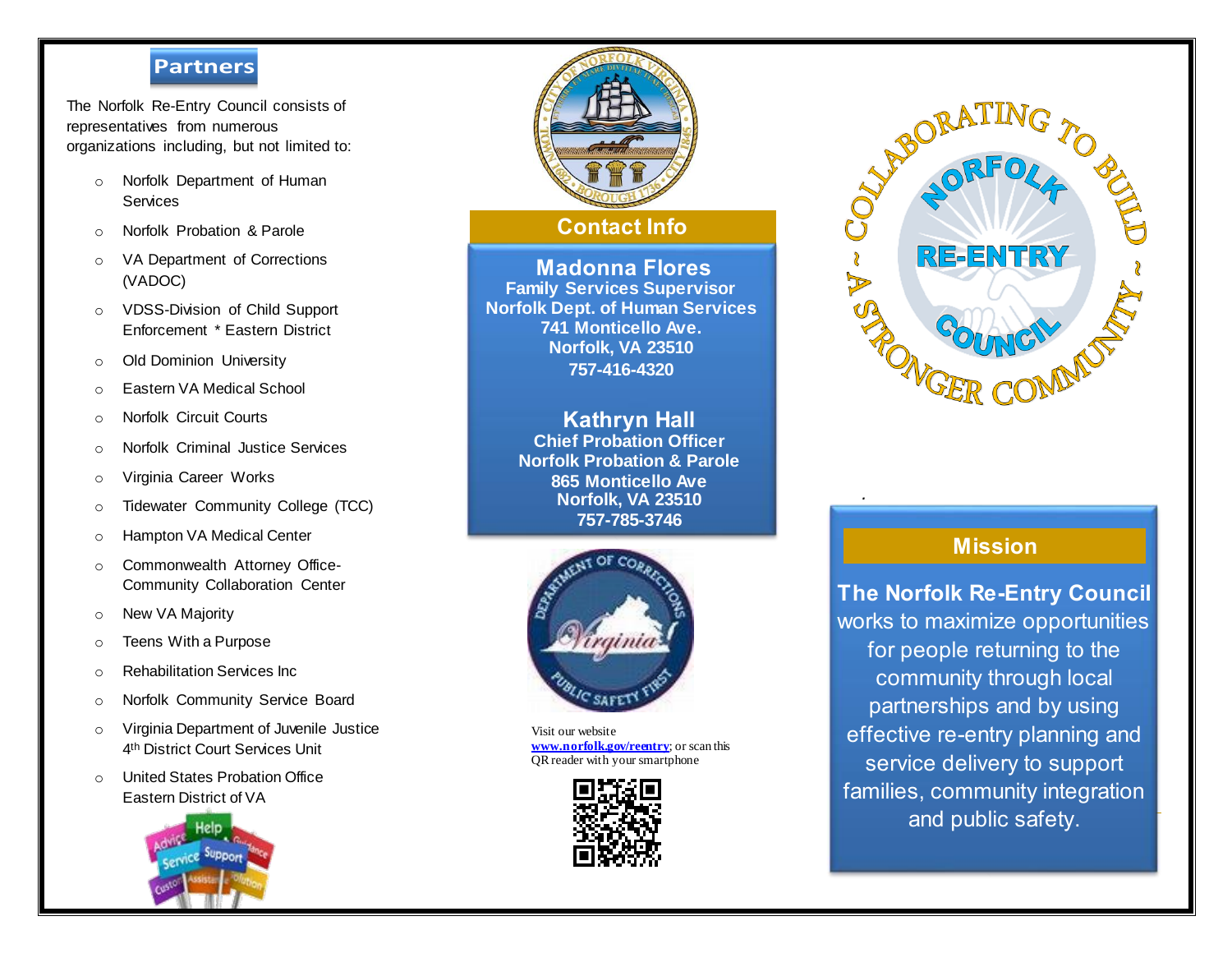## Partners

The Norfolk Re-Entry Council consists of representatives from numerous organizations including, but not limited to:

- Norfolk Department of Human Services
- Norfolk Probation & Parole
- VA Department of Corrections (VADOC)
- VDSS-Division of Child Support Enforcement * Eastern District
- Old Dominion University
- Eastern VA Medical School
- Norfolk Circuit Courts
- Norfolk Criminal Justice Services
- Virginia Career Works
- Tidewater Community College (TCC)
- Hampton VA Medical Center
- Commonwealth Attorney Office-Community Collaboration Center
- New VA Majority
- Teens With a Purpose
- Rehabilitation Services Inc
- Norfolk Community Service Board
- Virginia Department of Juvenile Justice 4th District Court Services Unit
- United States Probation Office Eastern District of VA

## Contact Info

**Madonna Flores**
**Family Services Supervisor**
**Norfolk Dept. of Human Services**
**741 Monticello Ave.**
**Norfolk, VA 23510**
**757-416-4320**

**Kathryn Hall**
**Chief Probation Officer**
**Norfolk Probation & Parole**
**865 Monticello Ave**
**Norfolk, VA 23510**
**757-785-3746**

Visit our website **www.norfolk.gov/reentry**; or scan this QR reader with your smartphone

# Norfolk Re-Entry Council

Collaborating to Build ~ A Stronger Community ~

## Mission

**The Norfolk Re-Entry Council** works to maximize opportunities for people returning to the community through local partnerships and by using effective re-entry planning and service delivery to support families, community integration and public safety.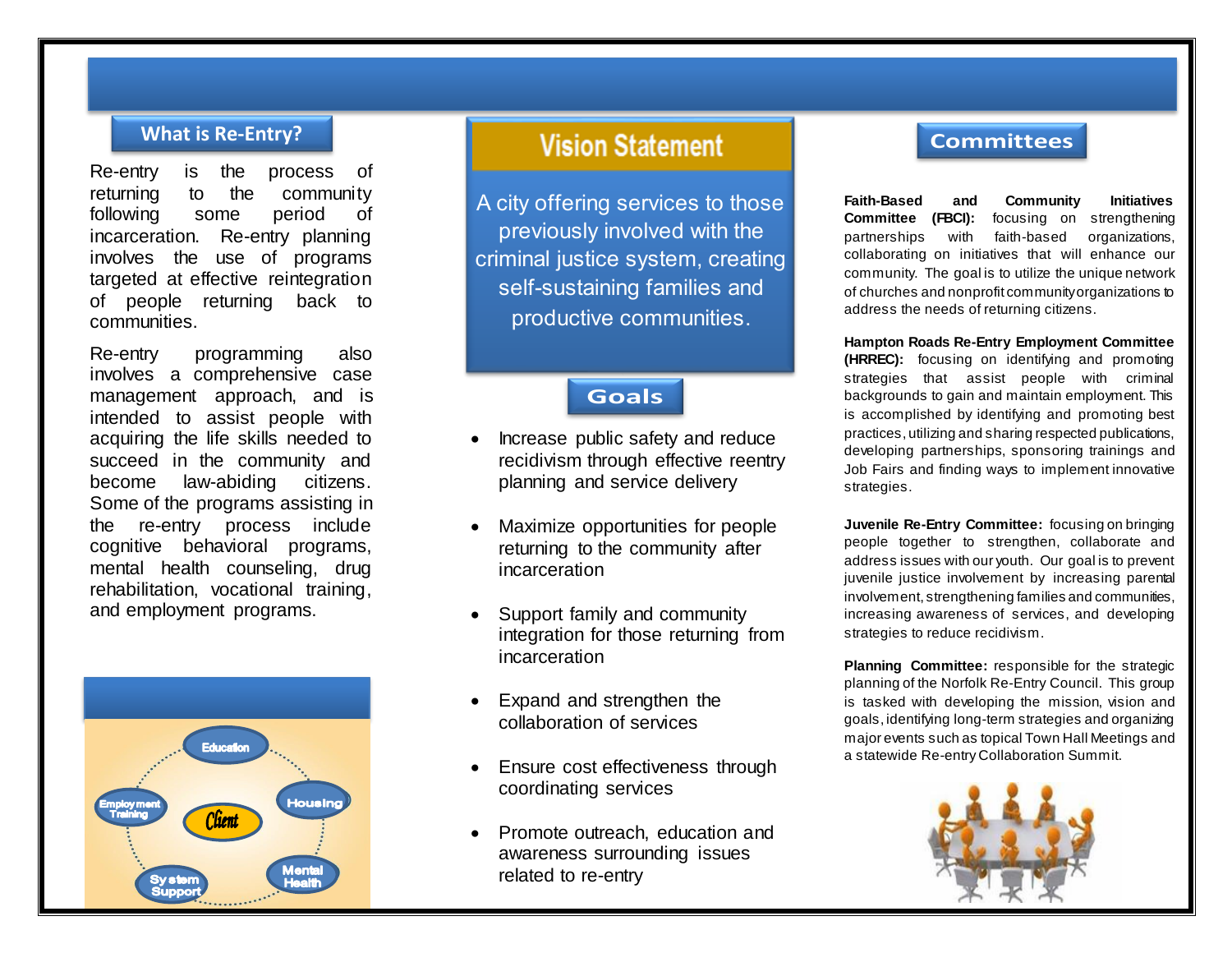## What is Re-Entry?

Re-entry is the process of returning to the community following some period of incarceration. Re-entry planning involves the use of programs targeted at effective reintegration of people returning back to communities.

Re-entry programming also involves a comprehensive case management approach, and is intended to assist people with acquiring the life skills needed to succeed in the community and become law-abiding citizens. Some of the programs assisting in the re-entry process include cognitive behavioral programs, mental health counseling, drug rehabilitation, vocational training, and employment programs.

Education

Housing

Mental Health

System Support

Employment Training

Client

## Vision Statement

A city offering services to those previously involved with the criminal justice system, creating self-sustaining families and productive communities.

## Goals

- Increase public safety and reduce recidivism through effective reentry planning and service delivery
- Maximize opportunities for people returning to the community after incarceration
- Support family and community integration for those returning from incarceration
- Expand and strengthen the collaboration of services
- Ensure cost effectiveness through coordinating services
- Promote outreach, education and awareness surrounding issues related to re-entry

## Committees

**Faith-Based and Community Initiatives Committee (FBCI):** focusing on strengthening partnerships with faith-based organizations, collaborating on initiatives that will enhance our community. The goal is to utilize the unique network of churches and nonprofit community organizations to address the needs of returning citizens.

**Hampton Roads Re-Entry Employment Committee (HRREC):** focusing on identifying and promoting strategies that assist people with criminal backgrounds to gain and maintain employment. This is accomplished by identifying and promoting best practices, utilizing and sharing respected publications, developing partnerships, sponsoring trainings and Job Fairs and finding ways to implement innovative strategies.

**Juvenile Re-Entry Committee:** focusing on bringing people together to strengthen, collaborate and address issues with our youth. Our goal is to prevent juvenile justice involvement by increasing parental involvement, strengthening families and communities, increasing awareness of services, and developing strategies to reduce recidivism.

**Planning Committee:** responsible for the strategic planning of the Norfolk Re-Entry Council. This group is tasked with developing the mission, vision and goals, identifying long-term strategies and organizing major events such as topical Town Hall Meetings and a statewide Re-entry Collaboration Summit.